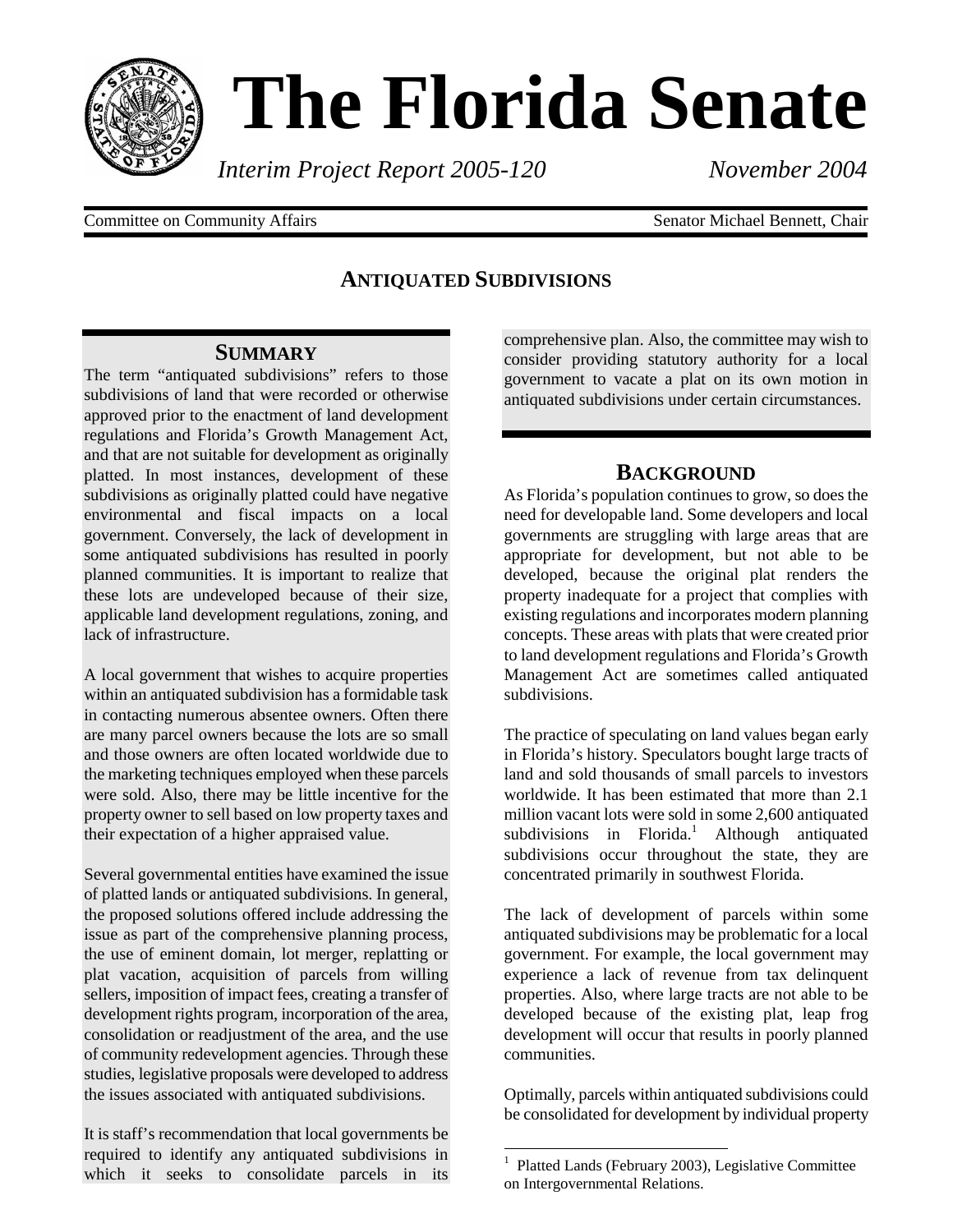# The Florida Senate

*Interim Project Report 2005-120* *November 2004*

Committee on Community Affairs — Senator Michael Bennett, Chair

## ANTIQUATED SUBDIVISIONS

### SUMMARY

The term "antiquated subdivisions" refers to those subdivisions of land that were recorded or otherwise approved prior to the enactment of land development regulations and Florida's Growth Management Act, and that are not suitable for development as originally platted. In most instances, development of these subdivisions as originally platted could have negative environmental and fiscal impacts on a local government. Conversely, the lack of development in some antiquated subdivisions has resulted in poorly planned communities. It is important to realize that these lots are undeveloped because of their size, applicable land development regulations, zoning, and lack of infrastructure.

A local government that wishes to acquire properties within an antiquated subdivision has a formidable task in contacting numerous absentee owners. Often there are many parcel owners because the lots are so small and those owners are often located worldwide due to the marketing techniques employed when these parcels were sold. Also, there may be little incentive for the property owner to sell based on low property taxes and their expectation of a higher appraised value.

Several governmental entities have examined the issue of platted lands or antiquated subdivisions. In general, the proposed solutions offered include addressing the issue as part of the comprehensive planning process, the use of eminent domain, lot merger, replatting or plat vacation, acquisition of parcels from willing sellers, imposition of impact fees, creating a transfer of development rights program, incorporation of the area, consolidation or readjustment of the area, and the use of community redevelopment agencies. Through these studies, legislative proposals were developed to address the issues associated with antiquated subdivisions.

It is staff's recommendation that local governments be required to identify any antiquated subdivisions in which it seeks to consolidate parcels in its comprehensive plan. Also, the committee may wish to consider providing statutory authority for a local government to vacate a plat on its own motion in antiquated subdivisions under certain circumstances.

### BACKGROUND

As Florida's population continues to grow, so does the need for developable land. Some developers and local governments are struggling with large areas that are appropriate for development, but not able to be developed, because the original plat renders the property inadequate for a project that complies with existing regulations and incorporates modern planning concepts. These areas with plats that were created prior to land development regulations and Florida's Growth Management Act are sometimes called antiquated subdivisions.

The practice of speculating on land values began early in Florida's history. Speculators bought large tracts of land and sold thousands of small parcels to investors worldwide. It has been estimated that more than 2.1 million vacant lots were sold in some 2,600 antiquated subdivisions in Florida.[1] Although antiquated subdivisions occur throughout the state, they are concentrated primarily in southwest Florida.

The lack of development of parcels within some antiquated subdivisions may be problematic for a local government. For example, the local government may experience a lack of revenue from tax delinquent properties. Also, where large tracts are not able to be developed because of the existing plat, leap frog development will occur that results in poorly planned communities.

Optimally, parcels within antiquated subdivisions could be consolidated for development by individual property

---

[1] Platted Lands (February 2003), Legislative Committee on Intergovernmental Relations.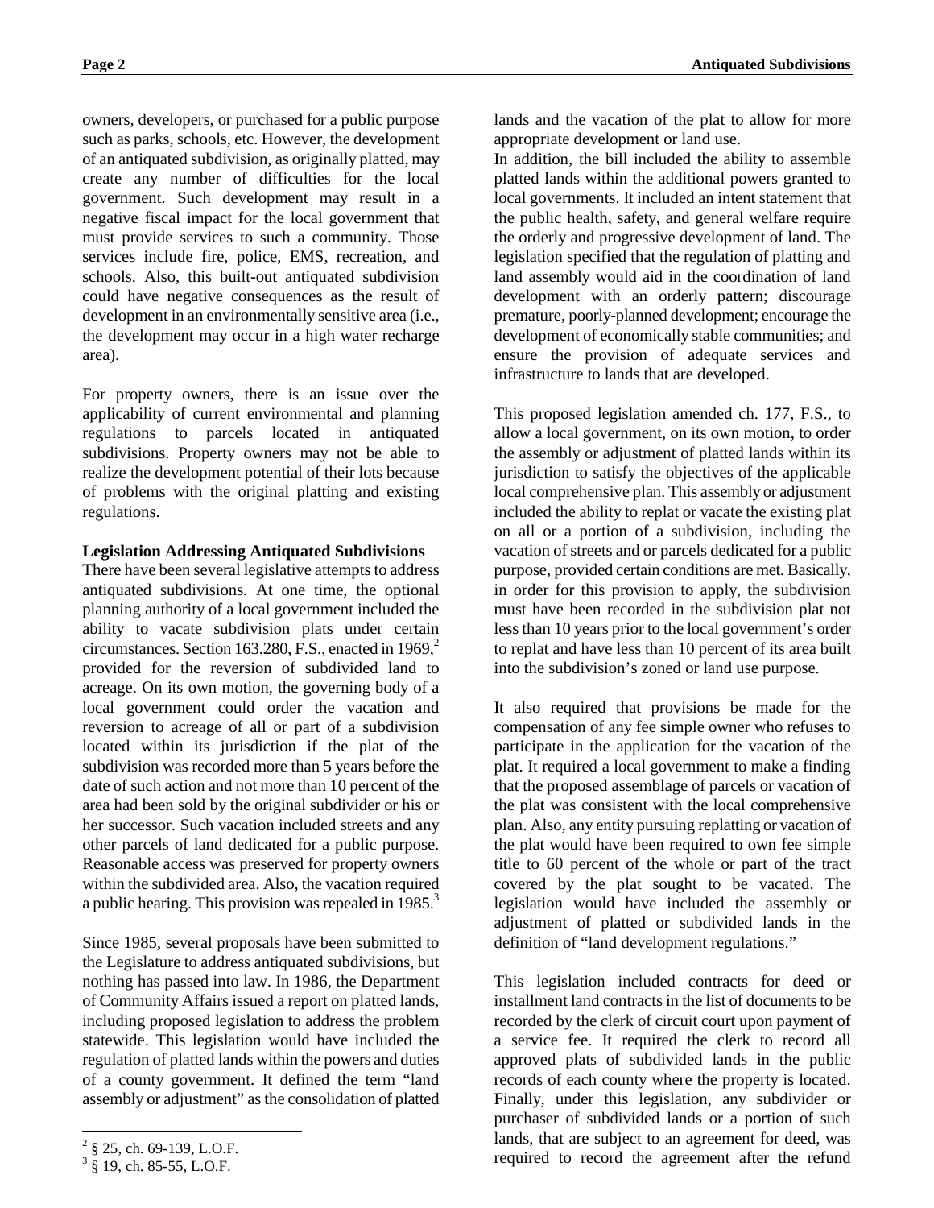owners, developers, or purchased for a public purpose such as parks, schools, etc. However, the development of an antiquated subdivision, as originally platted, may create any number of difficulties for the local government. Such development may result in a negative fiscal impact for the local government that must provide services to such a community. Those services include fire, police, EMS, recreation, and schools. Also, this built-out antiquated subdivision could have negative consequences as the result of development in an environmentally sensitive area (i.e., the development may occur in a high water recharge area).

For property owners, there is an issue over the applicability of current environmental and planning regulations to parcels located in antiquated subdivisions. Property owners may not be able to realize the development potential of their lots because of problems with the original platting and existing regulations.

**Legislation Addressing Antiquated Subdivisions**

There have been several legislative attempts to address antiquated subdivisions. At one time, the optional planning authority of a local government included the ability to vacate subdivision plats under certain circumstances. Section 163.280, F.S., enacted in 1969,[2] provided for the reversion of subdivided land to acreage. On its own motion, the governing body of a local government could order the vacation and reversion to acreage of all or part of a subdivision located within its jurisdiction if the plat of the subdivision was recorded more than 5 years before the date of such action and not more than 10 percent of the area had been sold by the original subdivider or his or her successor. Such vacation included streets and any other parcels of land dedicated for a public purpose. Reasonable access was preserved for property owners within the subdivided area. Also, the vacation required a public hearing. This provision was repealed in 1985.[3]

Since 1985, several proposals have been submitted to the Legislature to address antiquated subdivisions, but nothing has passed into law. In 1986, the Department of Community Affairs issued a report on platted lands, including proposed legislation to address the problem statewide. This legislation would have included the regulation of platted lands within the powers and duties of a county government. It defined the term "land assembly or adjustment" as the consolidation of platted lands and the vacation of the plat to allow for more appropriate development or land use.

In addition, the bill included the ability to assemble platted lands within the additional powers granted to local governments. It included an intent statement that the public health, safety, and general welfare require the orderly and progressive development of land. The legislation specified that the regulation of platting and land assembly would aid in the coordination of land development with an orderly pattern; discourage premature, poorly-planned development; encourage the development of economically stable communities; and ensure the provision of adequate services and infrastructure to lands that are developed.

This proposed legislation amended ch. 177, F.S., to allow a local government, on its own motion, to order the assembly or adjustment of platted lands within its jurisdiction to satisfy the objectives of the applicable local comprehensive plan. This assembly or adjustment included the ability to replat or vacate the existing plat on all or a portion of a subdivision, including the vacation of streets and or parcels dedicated for a public purpose, provided certain conditions are met. Basically, in order for this provision to apply, the subdivision must have been recorded in the subdivision plat not less than 10 years prior to the local government's order to replat and have less than 10 percent of its area built into the subdivision's zoned or land use purpose.

It also required that provisions be made for the compensation of any fee simple owner who refuses to participate in the application for the vacation of the plat. It required a local government to make a finding that the proposed assemblage of parcels or vacation of the plat was consistent with the local comprehensive plan. Also, any entity pursuing replatting or vacation of the plat would have been required to own fee simple title to 60 percent of the whole or part of the tract covered by the plat sought to be vacated. The legislation would have included the assembly or adjustment of platted or subdivided lands in the definition of "land development regulations."

This legislation included contracts for deed or installment land contracts in the list of documents to be recorded by the clerk of circuit court upon payment of a service fee. It required the clerk to record all approved plats of subdivided lands in the public records of each county where the property is located. Finally, under this legislation, any subdivider or purchaser of subdivided lands or a portion of such lands, that are subject to an agreement for deed, was required to record the agreement after the refund

[2] § 25, ch. 69-139, L.O.F.

[3] § 19, ch. 85-55, L.O.F.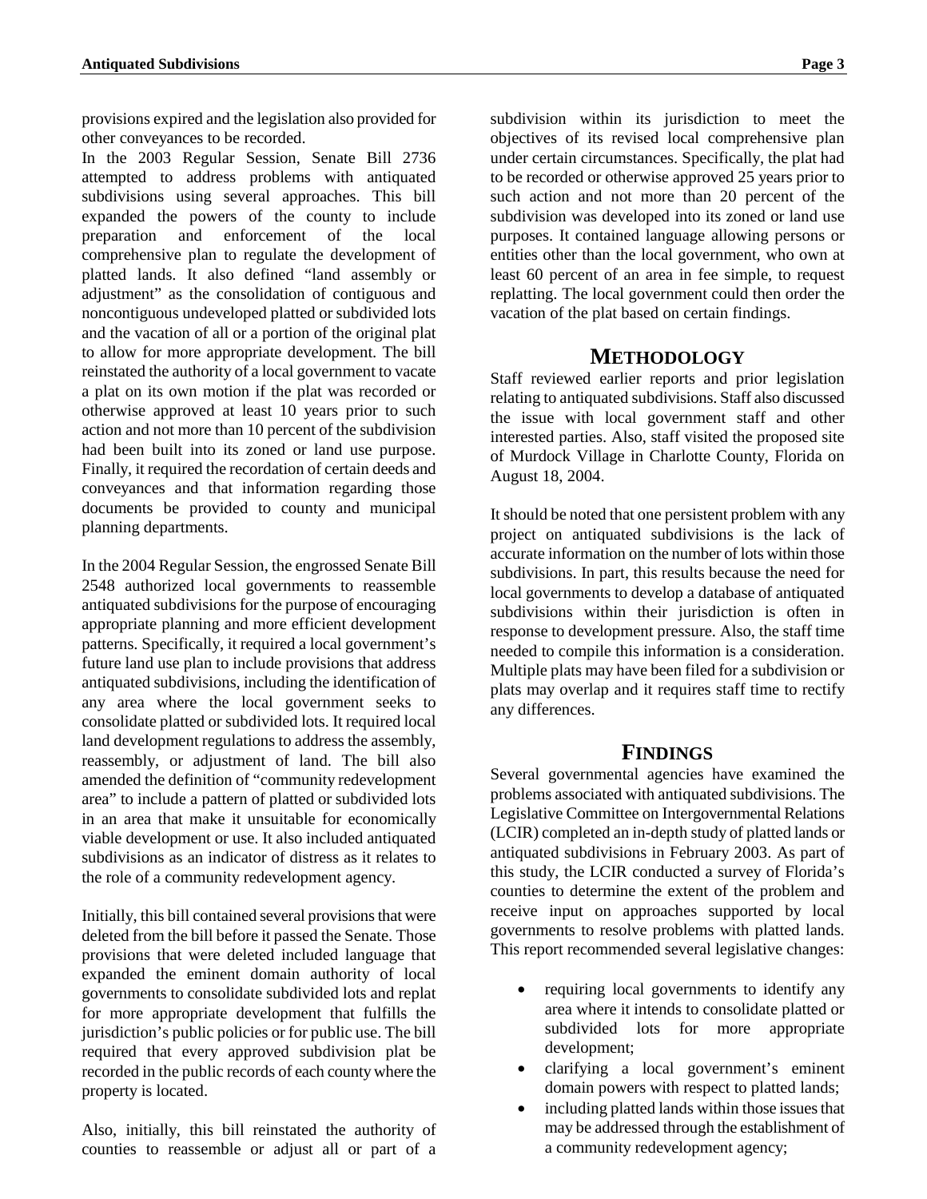provisions expired and the legislation also provided for other conveyances to be recorded.

In the 2003 Regular Session, Senate Bill 2736 attempted to address problems with antiquated subdivisions using several approaches. This bill expanded the powers of the county to include preparation and enforcement of the local comprehensive plan to regulate the development of platted lands. It also defined "land assembly or adjustment" as the consolidation of contiguous and noncontiguous undeveloped platted or subdivided lots and the vacation of all or a portion of the original plat to allow for more appropriate development. The bill reinstated the authority of a local government to vacate a plat on its own motion if the plat was recorded or otherwise approved at least 10 years prior to such action and not more than 10 percent of the subdivision had been built into its zoned or land use purpose. Finally, it required the recordation of certain deeds and conveyances and that information regarding those documents be provided to county and municipal planning departments.

In the 2004 Regular Session, the engrossed Senate Bill 2548 authorized local governments to reassemble antiquated subdivisions for the purpose of encouraging appropriate planning and more efficient development patterns. Specifically, it required a local government's future land use plan to include provisions that address antiquated subdivisions, including the identification of any area where the local government seeks to consolidate platted or subdivided lots. It required local land development regulations to address the assembly, reassembly, or adjustment of land. The bill also amended the definition of "community redevelopment area" to include a pattern of platted or subdivided lots in an area that make it unsuitable for economically viable development or use. It also included antiquated subdivisions as an indicator of distress as it relates to the role of a community redevelopment agency.

Initially, this bill contained several provisions that were deleted from the bill before it passed the Senate. Those provisions that were deleted included language that expanded the eminent domain authority of local governments to consolidate subdivided lots and replat for more appropriate development that fulfills the jurisdiction's public policies or for public use. The bill required that every approved subdivision plat be recorded in the public records of each county where the property is located.

Also, initially, this bill reinstated the authority of counties to reassemble or adjust all or part of a subdivision within its jurisdiction to meet the objectives of its revised local comprehensive plan under certain circumstances. Specifically, the plat had to be recorded or otherwise approved 25 years prior to such action and not more than 20 percent of the subdivision was developed into its zoned or land use purposes. It contained language allowing persons or entities other than the local government, who own at least 60 percent of an area in fee simple, to request replatting. The local government could then order the vacation of the plat based on certain findings.

## METHODOLOGY

Staff reviewed earlier reports and prior legislation relating to antiquated subdivisions. Staff also discussed the issue with local government staff and other interested parties. Also, staff visited the proposed site of Murdock Village in Charlotte County, Florida on August 18, 2004.

It should be noted that one persistent problem with any project on antiquated subdivisions is the lack of accurate information on the number of lots within those subdivisions. In part, this results because the need for local governments to develop a database of antiquated subdivisions within their jurisdiction is often in response to development pressure. Also, the staff time needed to compile this information is a consideration. Multiple plats may have been filed for a subdivision or plats may overlap and it requires staff time to rectify any differences.

## FINDINGS

Several governmental agencies have examined the problems associated with antiquated subdivisions. The Legislative Committee on Intergovernmental Relations (LCIR) completed an in-depth study of platted lands or antiquated subdivisions in February 2003. As part of this study, the LCIR conducted a survey of Florida's counties to determine the extent of the problem and receive input on approaches supported by local governments to resolve problems with platted lands. This report recommended several legislative changes:

- requiring local governments to identify any area where it intends to consolidate platted or subdivided lots for more appropriate development;
- clarifying a local government's eminent domain powers with respect to platted lands;
- including platted lands within those issues that may be addressed through the establishment of a community redevelopment agency;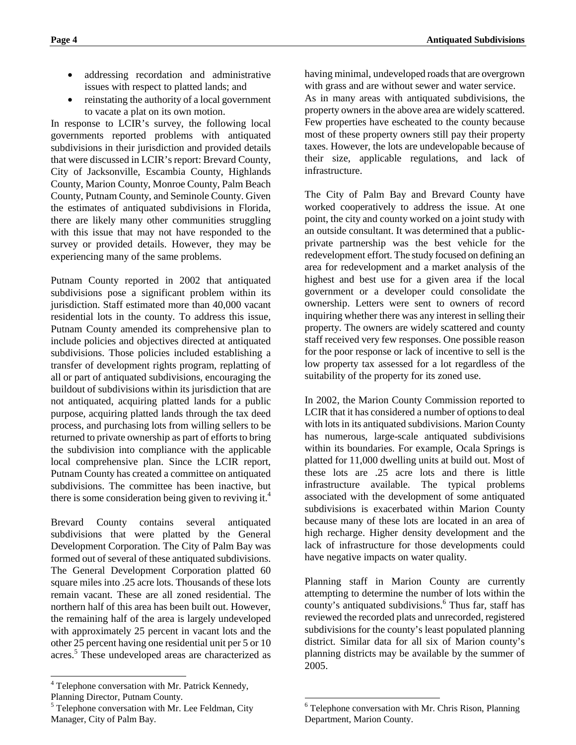- addressing recordation and administrative issues with respect to platted lands; and
- reinstating the authority of a local government to vacate a plat on its own motion.

In response to LCIR's survey, the following local governments reported problems with antiquated subdivisions in their jurisdiction and provided details that were discussed in LCIR's report: Brevard County, City of Jacksonville, Escambia County, Highlands County, Marion County, Monroe County, Palm Beach County, Putnam County, and Seminole County. Given the estimates of antiquated subdivisions in Florida, there are likely many other communities struggling with this issue that may not have responded to the survey or provided details. However, they may be experiencing many of the same problems.

Putnam County reported in 2002 that antiquated subdivisions pose a significant problem within its jurisdiction. Staff estimated more than 40,000 vacant residential lots in the county. To address this issue, Putnam County amended its comprehensive plan to include policies and objectives directed at antiquated subdivisions. Those policies included establishing a transfer of development rights program, replatting of all or part of antiquated subdivisions, encouraging the buildout of subdivisions within its jurisdiction that are not antiquated, acquiring platted lands for a public purpose, acquiring platted lands through the tax deed process, and purchasing lots from willing sellers to be returned to private ownership as part of efforts to bring the subdivision into compliance with the applicable local comprehensive plan. Since the LCIR report, Putnam County has created a committee on antiquated subdivisions. The committee has been inactive, but there is some consideration being given to reviving it.[4]

Brevard County contains several antiquated subdivisions that were platted by the General Development Corporation. The City of Palm Bay was formed out of several of these antiquated subdivisions. The General Development Corporation platted 60 square miles into .25 acre lots. Thousands of these lots remain vacant. These are all zoned residential. The northern half of this area has been built out. However, the remaining half of the area is largely undeveloped with approximately 25 percent in vacant lots and the other 25 percent having one residential unit per 5 or 10 acres.[5] These undeveloped areas are characterized as having minimal, undeveloped roads that are overgrown with grass and are without sewer and water service.

As in many areas with antiquated subdivisions, the property owners in the above area are widely scattered. Few properties have escheated to the county because most of these property owners still pay their property taxes. However, the lots are undevelopable because of their size, applicable regulations, and lack of infrastructure.

The City of Palm Bay and Brevard County have worked cooperatively to address the issue. At one point, the city and county worked on a joint study with an outside consultant. It was determined that a public-private partnership was the best vehicle for the redevelopment effort. The study focused on defining an area for redevelopment and a market analysis of the highest and best use for a given area if the local government or a developer could consolidate the ownership. Letters were sent to owners of record inquiring whether there was any interest in selling their property. The owners are widely scattered and county staff received very few responses. One possible reason for the poor response or lack of incentive to sell is the low property tax assessed for a lot regardless of the suitability of the property for its zoned use.

In 2002, the Marion County Commission reported to LCIR that it has considered a number of options to deal with lots in its antiquated subdivisions. Marion County has numerous, large-scale antiquated subdivisions within its boundaries. For example, Ocala Springs is platted for 11,000 dwelling units at build out. Most of these lots are .25 acre lots and there is little infrastructure available. The typical problems associated with the development of some antiquated subdivisions is exacerbated within Marion County because many of these lots are located in an area of high recharge. Higher density development and the lack of infrastructure for those developments could have negative impacts on water quality.

Planning staff in Marion County are currently attempting to determine the number of lots within the county's antiquated subdivisions.[6] Thus far, staff has reviewed the recorded plats and unrecorded, registered subdivisions for the county's least populated planning district. Similar data for all six of Marion county's planning districts may be available by the summer of 2005.

---

[4] Telephone conversation with Mr. Patrick Kennedy, Planning Director, Putnam County.

[5] Telephone conversation with Mr. Lee Feldman, City Manager, City of Palm Bay.

[6] Telephone conversation with Mr. Chris Rison, Planning Department, Marion County.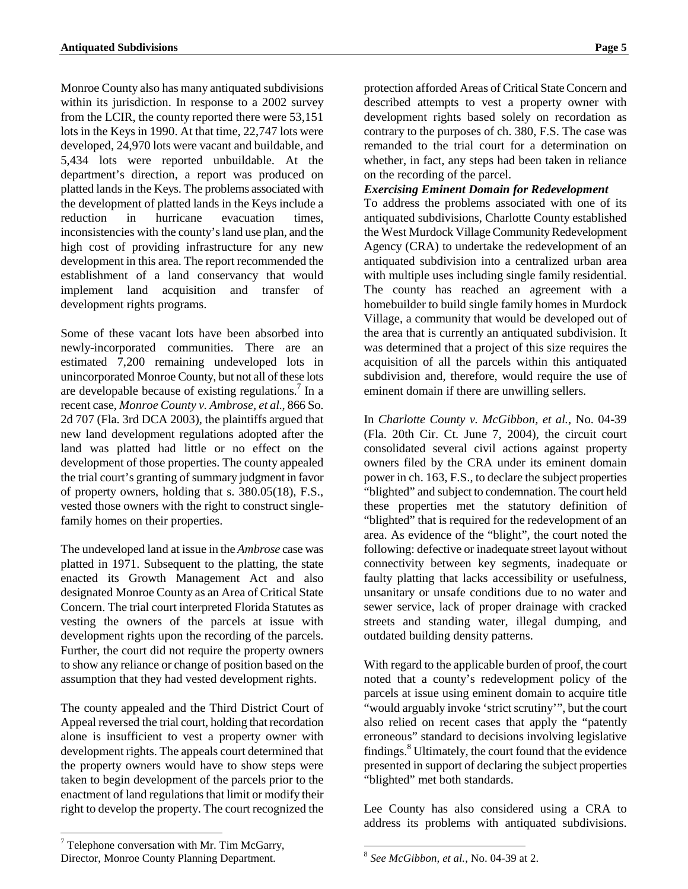Monroe County also has many antiquated subdivisions within its jurisdiction. In response to a 2002 survey from the LCIR, the county reported there were 53,151 lots in the Keys in 1990. At that time, 22,747 lots were developed, 24,970 lots were vacant and buildable, and 5,434 lots were reported unbuildable. At the department's direction, a report was produced on platted lands in the Keys. The problems associated with the development of platted lands in the Keys include a reduction in hurricane evacuation times, inconsistencies with the county's land use plan, and the high cost of providing infrastructure for any new development in this area. The report recommended the establishment of a land conservancy that would implement land acquisition and transfer of development rights programs.

Some of these vacant lots have been absorbed into newly-incorporated communities. There are an estimated 7,200 remaining undeveloped lots in unincorporated Monroe County, but not all of these lots are developable because of existing regulations.[7] In a recent case, *Monroe County v. Ambrose, et al.*, 866 So. 2d 707 (Fla. 3rd DCA 2003), the plaintiffs argued that new land development regulations adopted after the land was platted had little or no effect on the development of those properties. The county appealed the trial court's granting of summary judgment in favor of property owners, holding that s. 380.05(18), F.S., vested those owners with the right to construct single-family homes on their properties.

The undeveloped land at issue in the *Ambrose* case was platted in 1971. Subsequent to the platting, the state enacted its Growth Management Act and also designated Monroe County as an Area of Critical State Concern. The trial court interpreted Florida Statutes as vesting the owners of the parcels at issue with development rights upon the recording of the parcels. Further, the court did not require the property owners to show any reliance or change of position based on the assumption that they had vested development rights.

The county appealed and the Third District Court of Appeal reversed the trial court, holding that recordation alone is insufficient to vest a property owner with development rights. The appeals court determined that the property owners would have to show steps were taken to begin development of the parcels prior to the enactment of land regulations that limit or modify their right to develop the property. The court recognized the protection afforded Areas of Critical State Concern and described attempts to vest a property owner with development rights based solely on recordation as contrary to the purposes of ch. 380, F.S. The case was remanded to the trial court for a determination on whether, in fact, any steps had been taken in reliance on the recording of the parcel.

***Exercising Eminent Domain for Redevelopment***

To address the problems associated with one of its antiquated subdivisions, Charlotte County established the West Murdock Village Community Redevelopment Agency (CRA) to undertake the redevelopment of an antiquated subdivision into a centralized urban area with multiple uses including single family residential. The county has reached an agreement with a homebuilder to build single family homes in Murdock Village, a community that would be developed out of the area that is currently an antiquated subdivision. It was determined that a project of this size requires the acquisition of all the parcels within this antiquated subdivision and, therefore, would require the use of eminent domain if there are unwilling sellers.

In *Charlotte County v. McGibbon, et al.*, No. 04-39 (Fla. 20th Cir. Ct. June 7, 2004), the circuit court consolidated several civil actions against property owners filed by the CRA under its eminent domain power in ch. 163, F.S., to declare the subject properties "blighted" and subject to condemnation. The court held these properties met the statutory definition of "blighted" that is required for the redevelopment of an area. As evidence of the "blight", the court noted the following: defective or inadequate street layout without connectivity between key segments, inadequate or faulty platting that lacks accessibility or usefulness, unsanitary or unsafe conditions due to no water and sewer service, lack of proper drainage with cracked streets and standing water, illegal dumping, and outdated building density patterns.

With regard to the applicable burden of proof, the court noted that a county's redevelopment policy of the parcels at issue using eminent domain to acquire title "would arguably invoke 'strict scrutiny'", but the court also relied on recent cases that apply the "patently erroneous" standard to decisions involving legislative findings.[8] Ultimately, the court found that the evidence presented in support of declaring the subject properties "blighted" met both standards.

Lee County has also considered using a CRA to address its problems with antiquated subdivisions.

---

[7] Telephone conversation with Mr. Tim McGarry, Director, Monroe County Planning Department.

[8] *See McGibbon, et al.*, No. 04-39 at 2.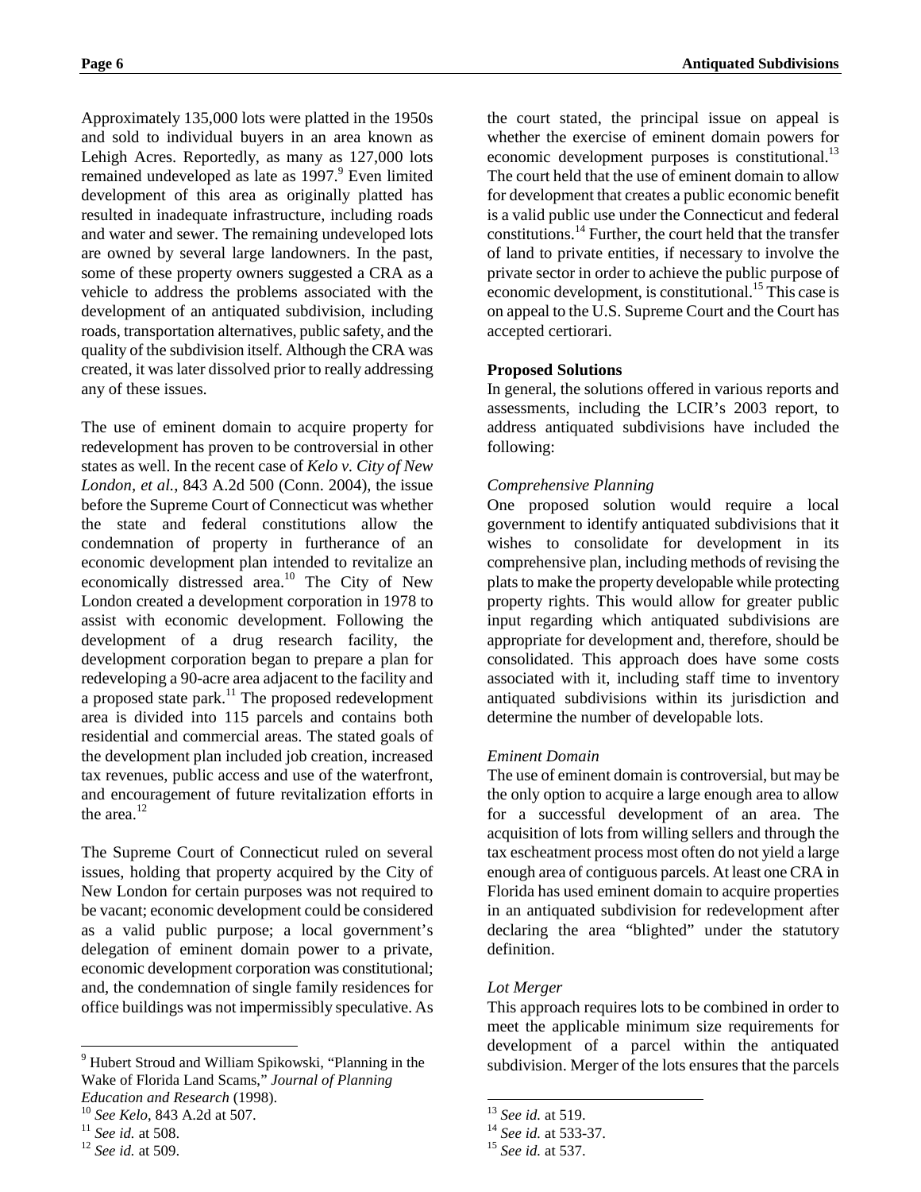Approximately 135,000 lots were platted in the 1950s and sold to individual buyers in an area known as Lehigh Acres. Reportedly, as many as 127,000 lots remained undeveloped as late as 1997.[9] Even limited development of this area as originally platted has resulted in inadequate infrastructure, including roads and water and sewer. The remaining undeveloped lots are owned by several large landowners. In the past, some of these property owners suggested a CRA as a vehicle to address the problems associated with the development of an antiquated subdivision, including roads, transportation alternatives, public safety, and the quality of the subdivision itself. Although the CRA was created, it was later dissolved prior to really addressing any of these issues.

The use of eminent domain to acquire property for redevelopment has proven to be controversial in other states as well. In the recent case of *Kelo v. City of New London, et al.*, 843 A.2d 500 (Conn. 2004), the issue before the Supreme Court of Connecticut was whether the state and federal constitutions allow the condemnation of property in furtherance of an economic development plan intended to revitalize an economically distressed area.[10] The City of New London created a development corporation in 1978 to assist with economic development. Following the development of a drug research facility, the development corporation began to prepare a plan for redeveloping a 90-acre area adjacent to the facility and a proposed state park.[11] The proposed redevelopment area is divided into 115 parcels and contains both residential and commercial areas. The stated goals of the development plan included job creation, increased tax revenues, public access and use of the waterfront, and encouragement of future revitalization efforts in the area.[12]

The Supreme Court of Connecticut ruled on several issues, holding that property acquired by the City of New London for certain purposes was not required to be vacant; economic development could be considered as a valid public purpose; a local government's delegation of eminent domain power to a private, economic development corporation was constitutional; and, the condemnation of single family residences for office buildings was not impermissibly speculative. As the court stated, the principal issue on appeal is whether the exercise of eminent domain powers for economic development purposes is constitutional.[13] The court held that the use of eminent domain to allow for development that creates a public economic benefit is a valid public use under the Connecticut and federal constitutions.[14] Further, the court held that the transfer of land to private entities, if necessary to involve the private sector in order to achieve the public purpose of economic development, is constitutional.[15] This case is on appeal to the U.S. Supreme Court and the Court has accepted certiorari.

**Proposed Solutions**

In general, the solutions offered in various reports and assessments, including the LCIR's 2003 report, to address antiquated subdivisions have included the following:

*Comprehensive Planning*

One proposed solution would require a local government to identify antiquated subdivisions that it wishes to consolidate for development in its comprehensive plan, including methods of revising the plats to make the property developable while protecting property rights. This would allow for greater public input regarding which antiquated subdivisions are appropriate for development and, therefore, should be consolidated. This approach does have some costs associated with it, including staff time to inventory antiquated subdivisions within its jurisdiction and determine the number of developable lots.

*Eminent Domain*

The use of eminent domain is controversial, but may be the only option to acquire a large enough area to allow for a successful development of an area. The acquisition of lots from willing sellers and through the tax escheatment process most often do not yield a large enough area of contiguous parcels. At least one CRA in Florida has used eminent domain to acquire properties in an antiquated subdivision for redevelopment after declaring the area "blighted" under the statutory definition.

*Lot Merger*

This approach requires lots to be combined in order to meet the applicable minimum size requirements for development of a parcel within the antiquated subdivision. Merger of the lots ensures that the parcels

---

[9] Hubert Stroud and William Spikowski, "Planning in the Wake of Florida Land Scams," *Journal of Planning Education and Research* (1998).

[10] *See Kelo*, 843 A.2d at 507.

[11] *See id.* at 508.

[12] *See id.* at 509.

[13] *See id.* at 519.

[14] *See id.* at 533-37.

[15] *See id.* at 537.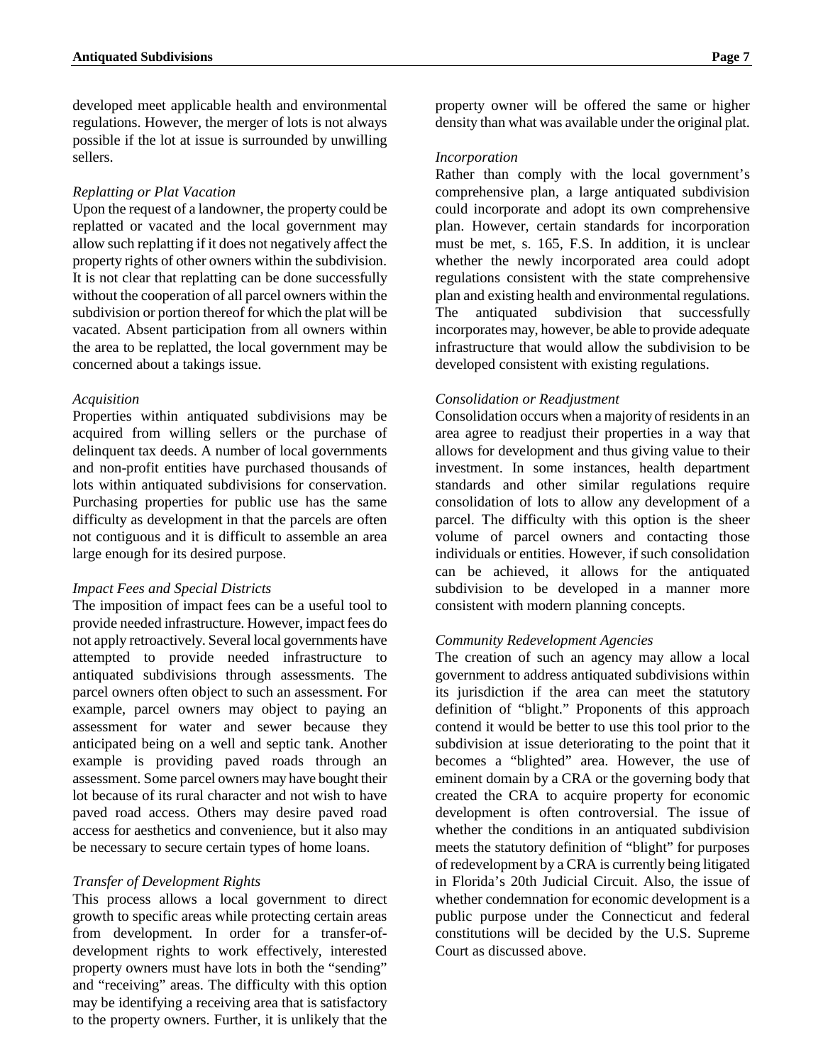developed meet applicable health and environmental regulations. However, the merger of lots is not always possible if the lot at issue is surrounded by unwilling sellers.

*Replatting or Plat Vacation*

Upon the request of a landowner, the property could be replatted or vacated and the local government may allow such replatting if it does not negatively affect the property rights of other owners within the subdivision. It is not clear that replatting can be done successfully without the cooperation of all parcel owners within the subdivision or portion thereof for which the plat will be vacated. Absent participation from all owners within the area to be replatted, the local government may be concerned about a takings issue.

*Acquisition*

Properties within antiquated subdivisions may be acquired from willing sellers or the purchase of delinquent tax deeds. A number of local governments and non-profit entities have purchased thousands of lots within antiquated subdivisions for conservation. Purchasing properties for public use has the same difficulty as development in that the parcels are often not contiguous and it is difficult to assemble an area large enough for its desired purpose.

*Impact Fees and Special Districts*

The imposition of impact fees can be a useful tool to provide needed infrastructure. However, impact fees do not apply retroactively. Several local governments have attempted to provide needed infrastructure to antiquated subdivisions through assessments. The parcel owners often object to such an assessment. For example, parcel owners may object to paying an assessment for water and sewer because they anticipated being on a well and septic tank. Another example is providing paved roads through an assessment. Some parcel owners may have bought their lot because of its rural character and not wish to have paved road access. Others may desire paved road access for aesthetics and convenience, but it also may be necessary to secure certain types of home loans.

*Transfer of Development Rights*

This process allows a local government to direct growth to specific areas while protecting certain areas from development. In order for a transfer-of-development rights to work effectively, interested property owners must have lots in both the "sending" and "receiving" areas. The difficulty with this option may be identifying a receiving area that is satisfactory to the property owners. Further, it is unlikely that the property owner will be offered the same or higher density than what was available under the original plat.

*Incorporation*

Rather than comply with the local government's comprehensive plan, a large antiquated subdivision could incorporate and adopt its own comprehensive plan. However, certain standards for incorporation must be met, s. 165, F.S. In addition, it is unclear whether the newly incorporated area could adopt regulations consistent with the state comprehensive plan and existing health and environmental regulations. The antiquated subdivision that successfully incorporates may, however, be able to provide adequate infrastructure that would allow the subdivision to be developed consistent with existing regulations.

*Consolidation or Readjustment*

Consolidation occurs when a majority of residents in an area agree to readjust their properties in a way that allows for development and thus giving value to their investment. In some instances, health department standards and other similar regulations require consolidation of lots to allow any development of a parcel. The difficulty with this option is the sheer volume of parcel owners and contacting those individuals or entities. However, if such consolidation can be achieved, it allows for the antiquated subdivision to be developed in a manner more consistent with modern planning concepts.

*Community Redevelopment Agencies*

The creation of such an agency may allow a local government to address antiquated subdivisions within its jurisdiction if the area can meet the statutory definition of "blight." Proponents of this approach contend it would be better to use this tool prior to the subdivision at issue deteriorating to the point that it becomes a "blighted" area. However, the use of eminent domain by a CRA or the governing body that created the CRA to acquire property for economic development is often controversial. The issue of whether the conditions in an antiquated subdivision meets the statutory definition of "blight" for purposes of redevelopment by a CRA is currently being litigated in Florida's 20th Judicial Circuit. Also, the issue of whether condemnation for economic development is a public purpose under the Connecticut and federal constitutions will be decided by the U.S. Supreme Court as discussed above.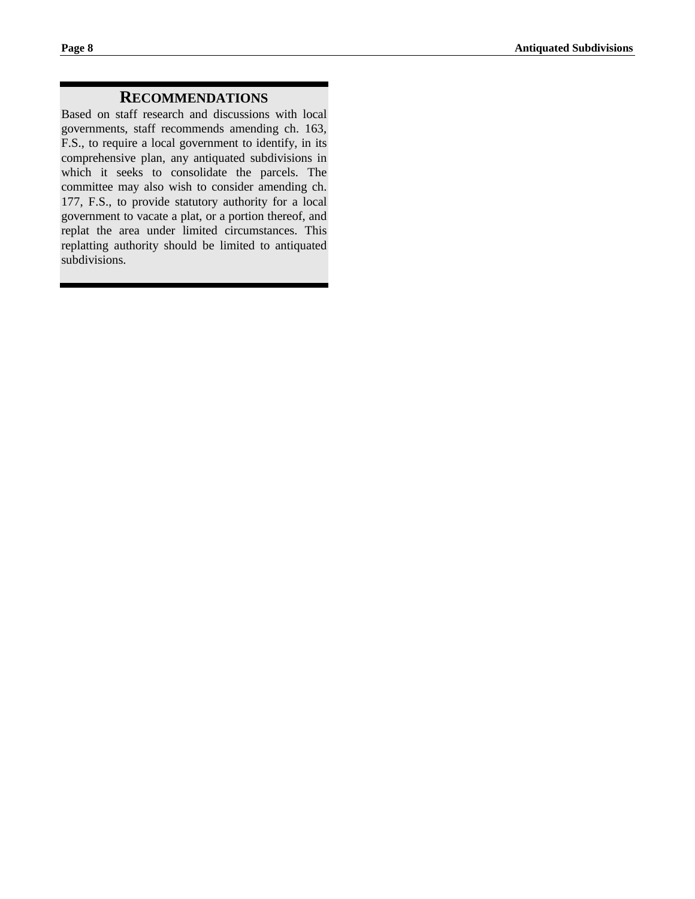## RECOMMENDATIONS

Based on staff research and discussions with local governments, staff recommends amending ch. 163, F.S., to require a local government to identify, in its comprehensive plan, any antiquated subdivisions in which it seeks to consolidate the parcels. The committee may also wish to consider amending ch. 177, F.S., to provide statutory authority for a local government to vacate a plat, or a portion thereof, and replat the area under limited circumstances. This replatting authority should be limited to antiquated subdivisions.